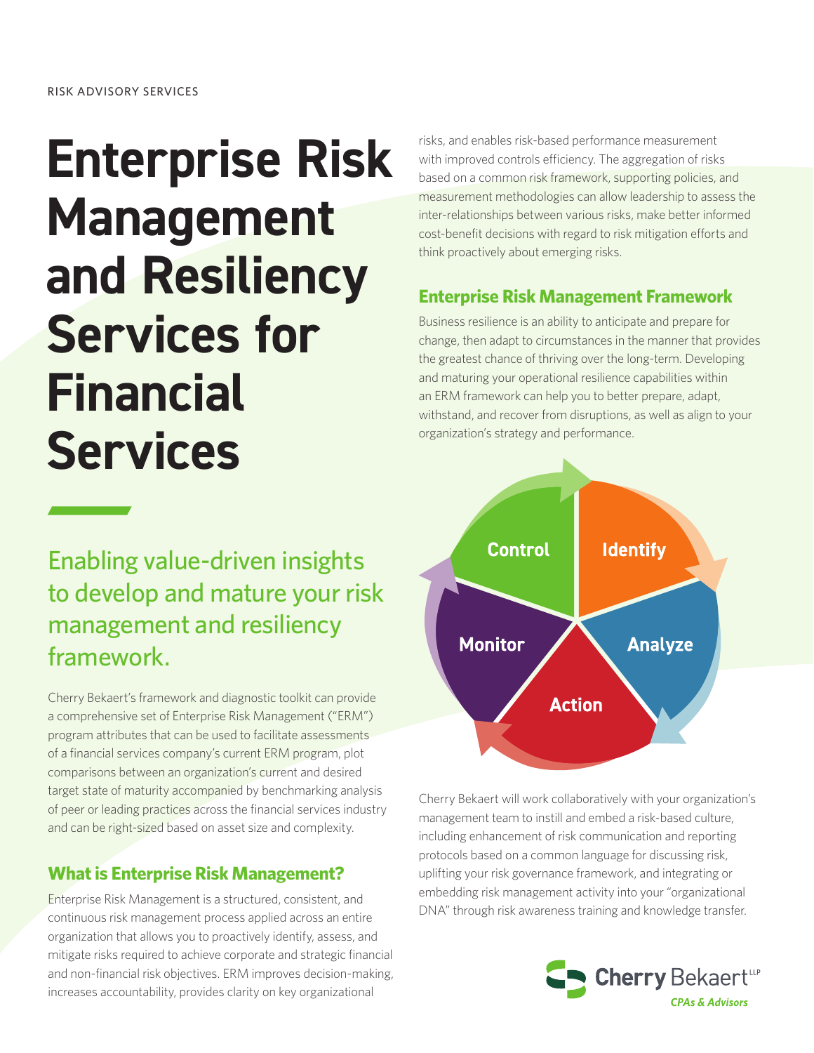RISK ADVISORY SERVICES

# Enterprise Risk Management and Resiliency Services for Financial Services

## Enabling value-driven insights to develop and mature your risk management and resiliency framework.

Cherry Bekaert's framework and diagnostic toolkit can provide a comprehensive set of Enterprise Risk Management ("ERM") program attributes that can be used to facilitate assessments of a financial services company's current ERM program, plot comparisons between an organization's current and desired target state of maturity accompanied by benchmarking analysis of peer or leading practices across the financial services industry and can be right-sized based on asset size and complexity.

### What is Enterprise Risk Management?

Enterprise Risk Management is a structured, consistent, and continuous risk management process applied across an entire organization that allows you to proactively identify, assess, and mitigate risks required to achieve corporate and strategic financial and non-financial risk objectives. ERM improves decision-making, increases accountability, provides clarity on key organizational risks, and enables risk-based performance measurement with improved controls efficiency. The aggregation of risks based on a common risk framework, supporting policies, and measurement methodologies can allow leadership to assess the inter-relationships between various risks, make better informed cost-benefit decisions with regard to risk mitigation efforts and think proactively about emerging risks.

### Enterprise Risk Management Framework

Business resilience is an ability to anticipate and prepare for change, then adapt to circumstances in the manner that provides the greatest chance of thriving over the long-term. Developing and maturing your operational resilience capabilities within an ERM framework can help you to better prepare, adapt, withstand, and recover from disruptions, as well as align to your organization's strategy and performance.

Control → Identify → Analyze → Action → Monitor

Cherry Bekaert will work collaboratively with your organization's management team to instill and embed a risk-based culture, including enhancement of risk communication and reporting protocols based on a common language for discussing risk, uplifting your risk governance framework, and integrating or embedding risk management activity into your "organizational DNA" through risk awareness training and knowledge transfer.

Cherry Bekaert LLP
CPAs & Advisors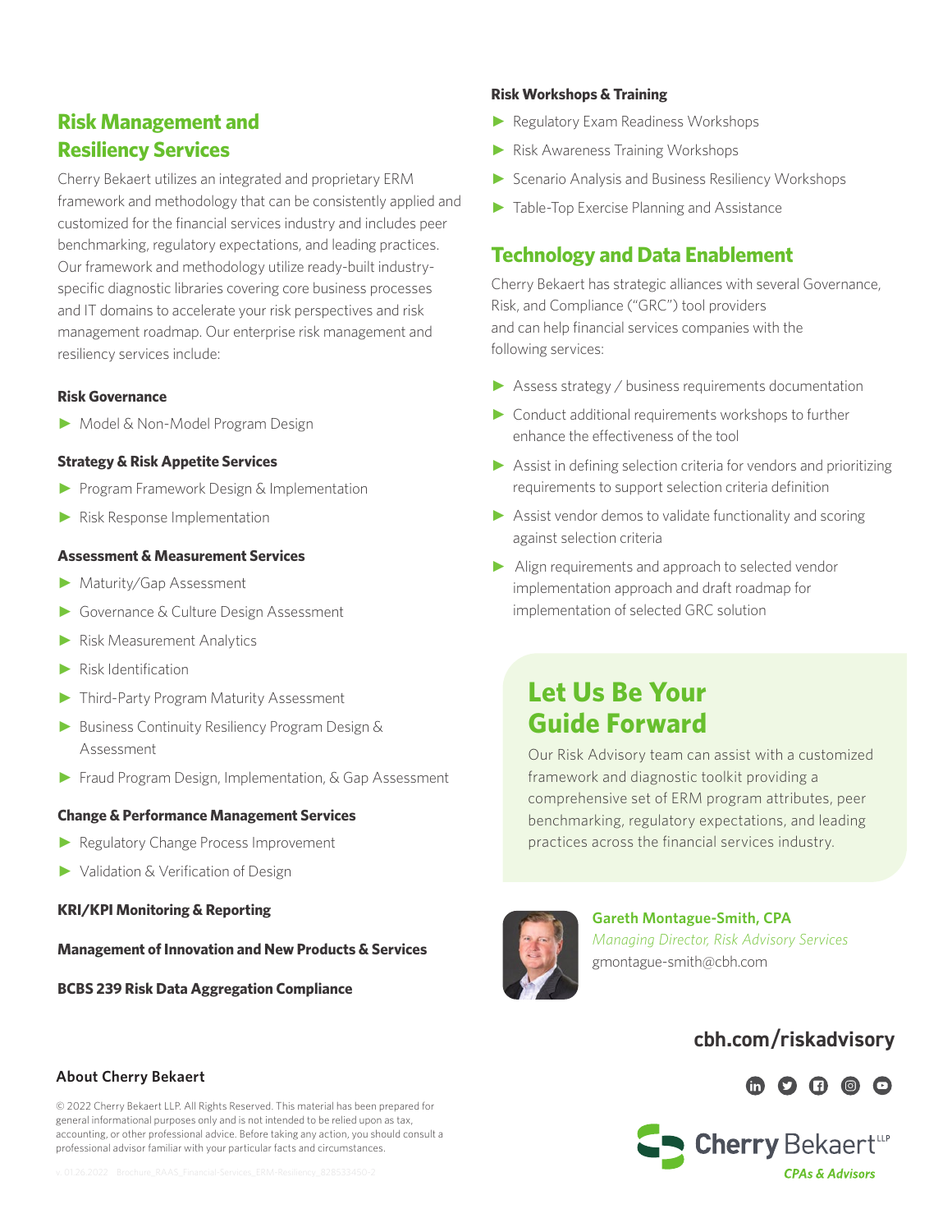## Risk Management and Resiliency Services

Cherry Bekaert utilizes an integrated and proprietary ERM framework and methodology that can be consistently applied and customized for the financial services industry and includes peer benchmarking, regulatory expectations, and leading practices. Our framework and methodology utilize ready-built industry-specific diagnostic libraries covering core business processes and IT domains to accelerate your risk perspectives and risk management roadmap. Our enterprise risk management and resiliency services include:

**Risk Governance**

- Model & Non-Model Program Design

**Strategy & Risk Appetite Services**

- Program Framework Design & Implementation
- Risk Response Implementation

**Assessment & Measurement Services**

- Maturity/Gap Assessment
- Governance & Culture Design Assessment
- Risk Measurement Analytics
- Risk Identification
- Third-Party Program Maturity Assessment
- Business Continuity Resiliency Program Design & Assessment
- Fraud Program Design, Implementation, & Gap Assessment

**Change & Performance Management Services**

- Regulatory Change Process Improvement
- Validation & Verification of Design

**KRI/KPI Monitoring & Reporting**

**Management of Innovation and New Products & Services**

**BCBS 239 Risk Data Aggregation Compliance**

**Risk Workshops & Training**

- Regulatory Exam Readiness Workshops
- Risk Awareness Training Workshops
- Scenario Analysis and Business Resiliency Workshops
- Table-Top Exercise Planning and Assistance

## Technology and Data Enablement

Cherry Bekaert has strategic alliances with several Governance, Risk, and Compliance ("GRC") tool providers and can help financial services companies with the following services:

- Assess strategy / business requirements documentation
- Conduct additional requirements workshops to further enhance the effectiveness of the tool
- Assist in defining selection criteria for vendors and prioritizing requirements to support selection criteria definition
- Assist vendor demos to validate functionality and scoring against selection criteria
- Align requirements and approach to selected vendor implementation approach and draft roadmap for implementation of selected GRC solution

## Let Us Be Your Guide Forward

Our Risk Advisory team can assist with a customized framework and diagnostic toolkit providing a comprehensive set of ERM program attributes, peer benchmarking, regulatory expectations, and leading practices across the financial services industry.

**Gareth Montague-Smith, CPA**
*Managing Director, Risk Advisory Services*
gmontague-smith@cbh.com

**cbh.com/riskadvisory**

Cherry Bekaert LLP
*CPAs & Advisors*

**About Cherry Bekaert**

© 2022 Cherry Bekaert LLP. All Rights Reserved. This material has been prepared for general informational purposes only and is not intended to be relied upon as tax, accounting, or other professional advice. Before taking any action, you should consult a professional advisor familiar with your particular facts and circumstances.

v. 01.26.2022 | Brochure_RAAS_Financial-Services_ERM-Resiliency_828533450-2